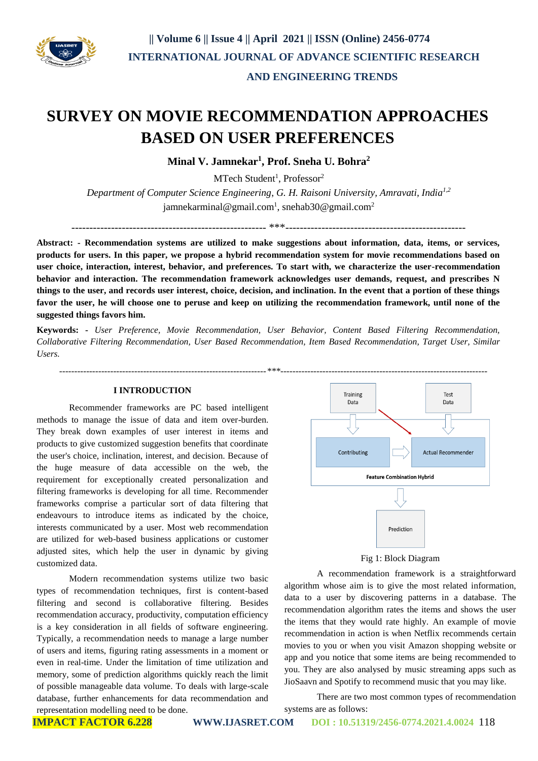# SURVEY ON MOVIE RECOMMENDATION APPROACHES BASED ON USER PREFERENCES

**Minal V. Jamnekar[1], Prof. Sneha U. Bohra[2]**

MTech Student[1], Professor[2]

*Department of Computer Science Engineering, G. H. Raisoni University, Amravati, India[1,2]*

jamnekarminal@gmail.com[1], snehab30@gmail.com[2]

---

**Abstract: - Recommendation systems are utilized to make suggestions about information, data, items, or services, products for users. In this paper, we propose a hybrid recommendation system for movie recommendations based on user choice, interaction, interest, behavior, and preferences. To start with, we characterize the user-recommendation behavior and interaction. The recommendation framework acknowledges user demands, request, and prescribes N things to the user, and records user interest, choice, decision, and inclination. In the event that a portion of these things favor the user, he will choose one to peruse and keep on utilizing the recommendation framework, until none of the suggested things favors him.**

**Keywords: -** *User Preference, Movie Recommendation, User Behavior, Content Based Filtering Recommendation, Collaborative Filtering Recommendation, User Based Recommendation, Item Based Recommendation, Target User, Similar Users.*

---

## I INTRODUCTION

Recommender frameworks are PC based intelligent methods to manage the issue of data and item over-burden. They break down examples of user interest in items and products to give customized suggestion benefits that coordinate the user's choice, inclination, interest, and decision. Because of the huge measure of data accessible on the web, the requirement for exceptionally created personalization and filtering frameworks is developing for all time. Recommender frameworks comprise a particular sort of data filtering that endeavours to introduce items as indicated by the choice, interests communicated by a user. Most web recommendation are utilized for web-based business applications or customer adjusted sites, which help the user in dynamic by giving customized data.

Modern recommendation systems utilize two basic types of recommendation techniques, first is content-based filtering and second is collaborative filtering. Besides recommendation accuracy, productivity, computation efficiency is a key consideration in all fields of software engineering. Typically, a recommendation needs to manage a large number of users and items, figuring rating assessments in a moment or even in real-time. Under the limitation of time utilization and memory, some of prediction algorithms quickly reach the limit of possible manageable data volume. To deals with large-scale database, further enhancements for data recommendation and representation modelling need to be done.

Training Data | Test Data | Contributing | Actual Recommender | Feature Combination Hybrid | Prediction

Fig 1: Block Diagram

A recommendation framework is a straightforward algorithm whose aim is to give the most related information, data to a user by discovering patterns in a database. The recommendation algorithm rates the items and shows the user the items that they would rate highly. An example of movie recommendation in action is when Netflix recommends certain movies to you or when you visit Amazon shopping website or app and you notice that some items are being recommended to you. They are also analysed by music streaming apps such as JioSaavn and Spotify to recommend music that you may like.

There are two most common types of recommendation systems are as follows: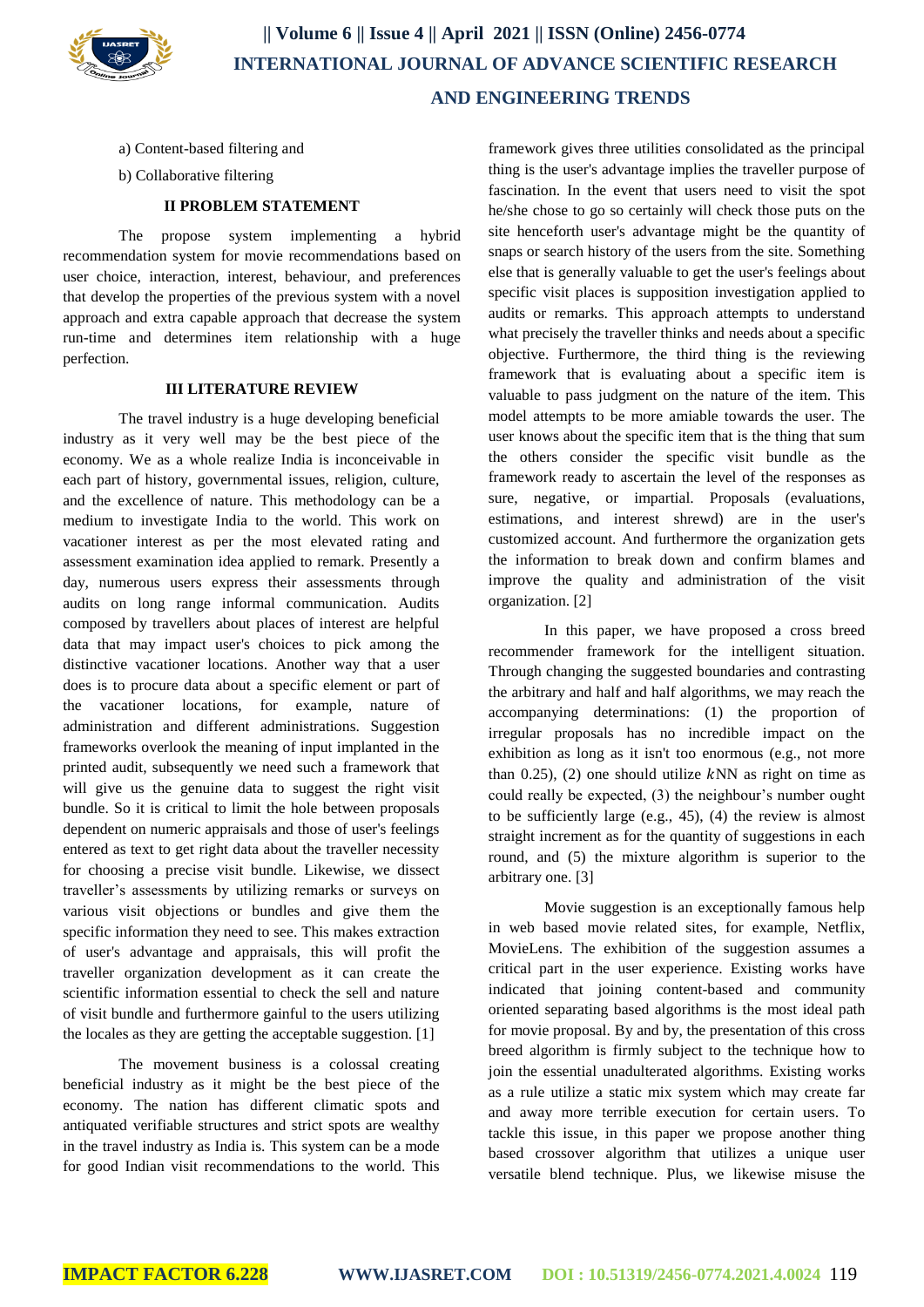a) Content-based filtering and

b) Collaborative filtering

## II PROBLEM STATEMENT

The propose system implementing a hybrid recommendation system for movie recommendations based on user choice, interaction, interest, behaviour, and preferences that develop the properties of the previous system with a novel approach and extra capable approach that decrease the system run-time and determines item relationship with a huge perfection.

## III LITERATURE REVIEW

The travel industry is a huge developing beneficial industry as it very well may be the best piece of the economy. We as a whole realize India is inconceivable in each part of history, governmental issues, religion, culture, and the excellence of nature. This methodology can be a medium to investigate India to the world. This work on vacationer interest as per the most elevated rating and assessment examination idea applied to remark. Presently a day, numerous users express their assessments through audits on long range informal communication. Audits composed by travellers about places of interest are helpful data that may impact user's choices to pick among the distinctive vacationer locations. Another way that a user does is to procure data about a specific element or part of the vacationer locations, for example, nature of administration and different administrations. Suggestion frameworks overlook the meaning of input implanted in the printed audit, subsequently we need such a framework that will give us the genuine data to suggest the right visit bundle. So it is critical to limit the hole between proposals dependent on numeric appraisals and those of user's feelings entered as text to get right data about the traveller necessity for choosing a precise visit bundle. Likewise, we dissect traveller's assessments by utilizing remarks or surveys on various visit objections or bundles and give them the specific information they need to see. This makes extraction of user's advantage and appraisals, this will profit the traveller organization development as it can create the scientific information essential to check the sell and nature of visit bundle and furthermore gainful to the users utilizing the locales as they are getting the acceptable suggestion. [1]

The movement business is a colossal creating beneficial industry as it might be the best piece of the economy. The nation has different climatic spots and antiquated verifiable structures and strict spots are wealthy in the travel industry as India is. This system can be a mode for good Indian visit recommendations to the world. This framework gives three utilities consolidated as the principal thing is the user's advantage implies the traveller purpose of fascination. In the event that users need to visit the spot he/she chose to go so certainly will check those puts on the site henceforth user's advantage might be the quantity of snaps or search history of the users from the site. Something else that is generally valuable to get the user's feelings about specific visit places is supposition investigation applied to audits or remarks. This approach attempts to understand what precisely the traveller thinks and needs about a specific objective. Furthermore, the third thing is the reviewing framework that is evaluating about a specific item is valuable to pass judgment on the nature of the item. This model attempts to be more amiable towards the user. The user knows about the specific item that is the thing that sum the others consider the specific visit bundle as the framework ready to ascertain the level of the responses as sure, negative, or impartial. Proposals (evaluations, estimations, and interest shrewd) are in the user's customized account. And furthermore the organization gets the information to break down and confirm blames and improve the quality and administration of the visit organization. [2]

In this paper, we have proposed a cross breed recommender framework for the intelligent situation. Through changing the suggested boundaries and contrasting the arbitrary and half and half algorithms, we may reach the accompanying determinations: (1) the proportion of irregular proposals has no incredible impact on the exhibition as long as it isn't too enormous (e.g., not more than 0.25), (2) one should utilize $k$NN as right on time as could really be expected, (3) the neighbour's number ought to be sufficiently large (e.g., 45), (4) the review is almost straight increment as for the quantity of suggestions in each round, and (5) the mixture algorithm is superior to the arbitrary one. [3]

Movie suggestion is an exceptionally famous help in web based movie related sites, for example, Netflix, MovieLens. The exhibition of the suggestion assumes a critical part in the user experience. Existing works have indicated that joining content-based and community oriented separating based algorithms is the most ideal path for movie proposal. By and by, the presentation of this cross breed algorithm is firmly subject to the technique how to join the essential unadulterated algorithms. Existing works as a rule utilize a static mix system which may create far and away more terrible execution for certain users. To tackle this issue, in this paper we propose another thing based crossover algorithm that utilizes a unique user versatile blend technique. Plus, we likewise misuse the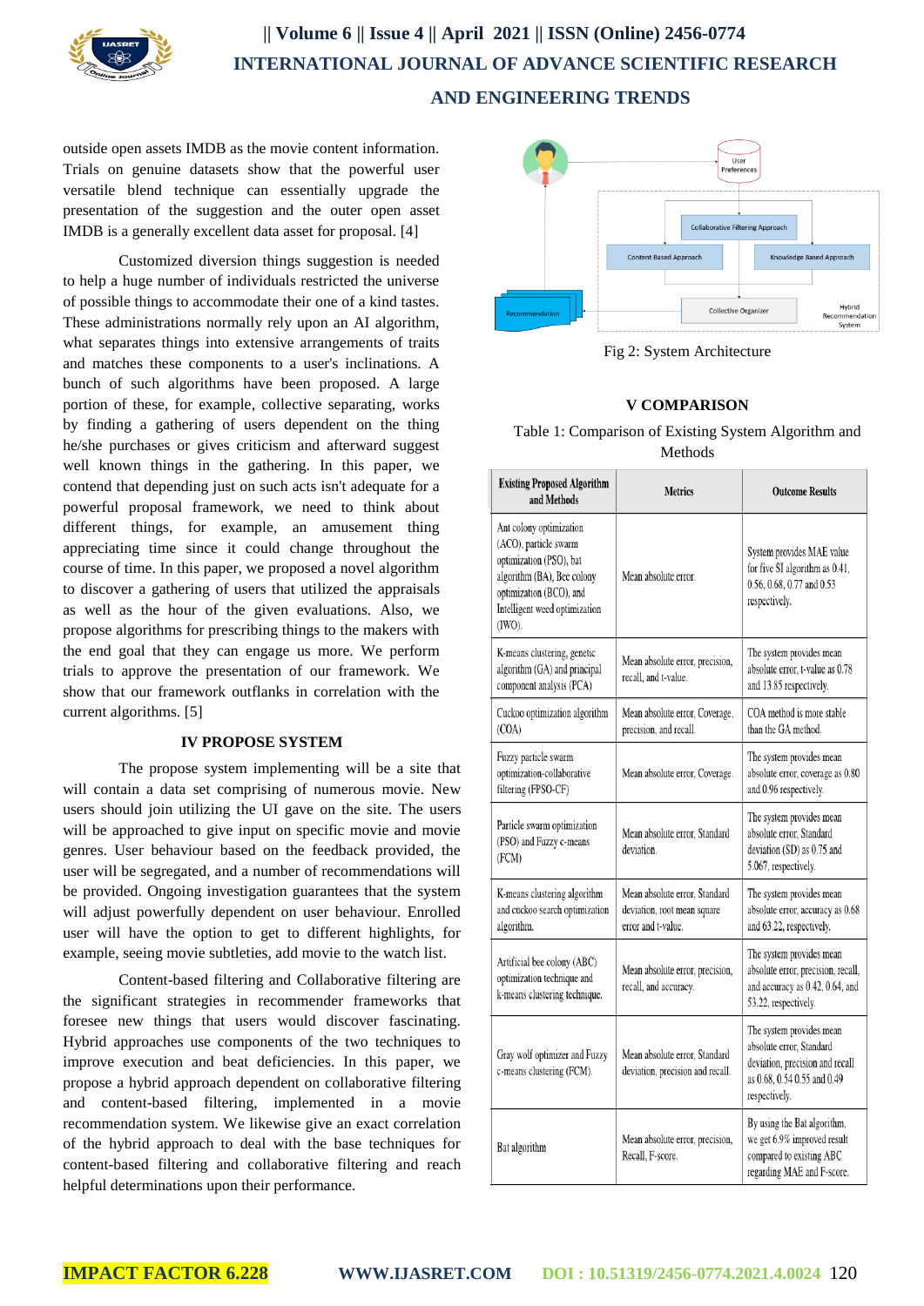outside open assets IMDB as the movie content information. Trials on genuine datasets show that the powerful user versatile blend technique can essentially upgrade the presentation of the suggestion and the outer open asset IMDB is a generally excellent data asset for proposal. [4]

Customized diversion things suggestion is needed to help a huge number of individuals restricted the universe of possible things to accommodate their one of a kind tastes. These administrations normally rely upon an AI algorithm, what separates things into extensive arrangements of traits and matches these components to a user's inclinations. A bunch of such algorithms have been proposed. A large portion of these, for example, collective separating, works by finding a gathering of users dependent on the thing he/she purchases or gives criticism and afterward suggest well known things in the gathering. In this paper, we contend that depending just on such acts isn't adequate for a powerful proposal framework, we need to think about different things, for example, an amusement thing appreciating time since it could change throughout the course of time. In this paper, we proposed a novel algorithm to discover a gathering of users that utilized the appraisals as well as the hour of the given evaluations. Also, we propose algorithms for prescribing things to the makers with the end goal that they can engage us more. We perform trials to approve the presentation of our framework. We show that our framework outflanks in correlation with the current algorithms. [5]

## IV PROPOSE SYSTEM

The propose system implementing will be a site that will contain a data set comprising of numerous movie. New users should join utilizing the UI gave on the site. The users will be approached to give input on specific movie and movie genres. User behaviour based on the feedback provided, the user will be segregated, and a number of recommendations will be provided. Ongoing investigation guarantees that the system will adjust powerfully dependent on user behaviour. Enrolled user will have the option to get to different highlights, for example, seeing movie subtleties, add movie to the watch list.

Content-based filtering and Collaborative filtering are the significant strategies in recommender frameworks that foresee new things that users would discover fascinating. Hybrid approaches use components of the two techniques to improve execution and beat deficiencies. In this paper, we propose a hybrid approach dependent on collaborative filtering and content-based filtering, implemented in a movie recommendation system. We likewise give an exact correlation of the hybrid approach to deal with the base techniques for content-based filtering and collaborative filtering and reach helpful determinations upon their performance.

Fig 2: System Architecture

## V COMPARISON

Table 1: Comparison of Existing System Algorithm and Methods

| Existing Proposed Algorithm and Methods | Metrics | Outcome Results |
|---|---|---|
| Ant colony optimization (ACO), particle swarm optimization (PSO), bat algorithm (BA), Bee colony optimization (BCO), and Intelligent weed optimization (IWO). | Mean absolute error. | System provides MAE value for five SI algorithm as 0.41, 0.56, 0.68, 0.77 and 0.53 respectively. |
| K-means clustering, genetic algorithm (GA) and principal component analysis (PCA) | Mean absolute error, precision, recall, and t-value. | The system provides mean absolute error, t-value as 0.78 and 13.85 respectively. |
| Cuckoo optimization algorithm (COA) | Mean absolute error, Coverage, precision, and recall. | COA method is more stable than the GA method. |
| Fuzzy particle swarm optimization-collaborative filtering (FPSO-CF) | Mean absolute error, Coverage. | The system provides mean absolute error, coverage as 0.80 and 0.96 respectively. |
| Particle swarm optimization (PSO) and Fuzzy c-means (FCM) | Mean absolute error, Standard deviation. | The system provides mean absolute error, Standard deviation (SD) as 0.75 and 5.067, respectively. |
| K-means clustering algorithm and cuckoo search optimization algorithm. | Mean absolute error, Standard deviation, root mean square error and t-value. | The system provides mean absolute error, accuracy as 0.68 and 63.22, respectively. |
| Artificial bee colony (ABC) optimization technique and k-means clustering technique. | Mean absolute error, precision, recall, and accuracy. | The system provides mean absolute error, precision, recall, and accuracy as 0.42, 0.64, and 53.22, respectively. |
| Gray wolf optimizer and Fuzzy c-means clustering (FCM). | Mean absolute error, Standard deviation, precision and recall. | The system provides mean absolute error, Standard deviation, precision and recall as 0.68, 0.54 0.55 and 0.49 respectively. |
| Bat algorithm | Mean absolute error, precision, Recall, F-score. | By using the Bat algorithm, we get 6.9% improved result compared to existing ABC regarding MAE and F-score. |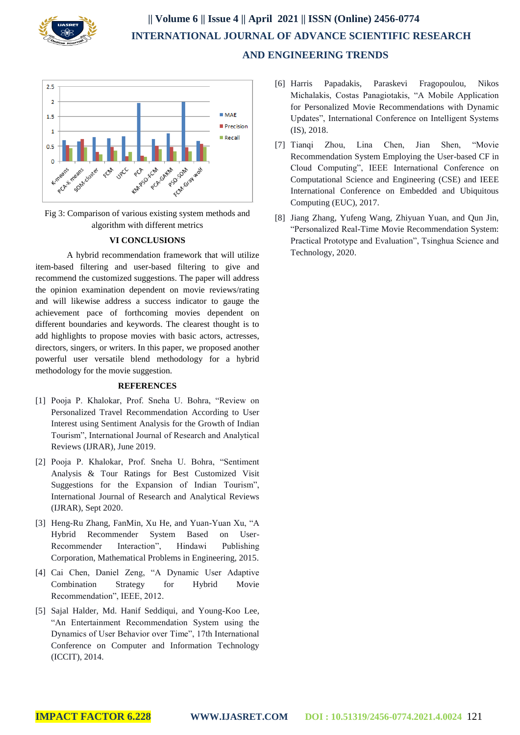2.5
2
1.5
1
0.5
0

MAE
Precision
Recall

K-means
PCA-K means
SOM-cluster
FCM
UPCC
PCA
KM-PSO-FCM
PCA-GAKM
PSO-SOM
FCM-Gray wolf

Fig 3: Comparison of various existing system methods and algorithm with different metrics

## VI CONCLUSIONS

A hybrid recommendation framework that will utilize item-based filtering and user-based filtering to give and recommend the customized suggestions. The paper will address the opinion examination dependent on movie reviews/rating and will likewise address a success indicator to gauge the achievement pace of forthcoming movies dependent on different boundaries and keywords. The clearest thought is to add highlights to propose movies with basic actors, actresses, directors, singers, or writers. In this paper, we proposed another powerful user versatile blend methodology for a hybrid methodology for the movie suggestion.

## REFERENCES

[1] Pooja P. Khalokar, Prof. Sneha U. Bohra, "Review on Personalized Travel Recommendation According to User Interest using Sentiment Analysis for the Growth of Indian Tourism", International Journal of Research and Analytical Reviews (IJRAR), June 2019.

[2] Pooja P. Khalokar, Prof. Sneha U. Bohra, "Sentiment Analysis & Tour Ratings for Best Customized Visit Suggestions for the Expansion of Indian Tourism", International Journal of Research and Analytical Reviews (IJRAR), Sept 2020.

[3] Heng-Ru Zhang, FanMin, Xu He, and Yuan-Yuan Xu, "A Hybrid Recommender System Based on User-Recommender Interaction", Hindawi Publishing Corporation, Mathematical Problems in Engineering, 2015.

[4] Cai Chen, Daniel Zeng, "A Dynamic User Adaptive Combination Strategy for Hybrid Movie Recommendation", IEEE, 2012.

[5] Sajal Halder, Md. Hanif Seddiqui, and Young-Koo Lee, "An Entertainment Recommendation System using the Dynamics of User Behavior over Time", 17th International Conference on Computer and Information Technology (ICCIT), 2014.

[6] Harris Papadakis, Paraskevi Fragopoulou, Nikos Michalakis, Costas Panagiotakis, "A Mobile Application for Personalized Movie Recommendations with Dynamic Updates", International Conference on Intelligent Systems (IS), 2018.

[7] Tianqi Zhou, Lina Chen, Jian Shen, "Movie Recommendation System Employing the User-based CF in Cloud Computing", IEEE International Conference on Computational Science and Engineering (CSE) and IEEE International Conference on Embedded and Ubiquitous Computing (EUC), 2017.

[8] Jiang Zhang, Yufeng Wang, Zhiyuan Yuan, and Qun Jin, "Personalized Real-Time Movie Recommendation System: Practical Prototype and Evaluation", Tsinghua Science and Technology, 2020.